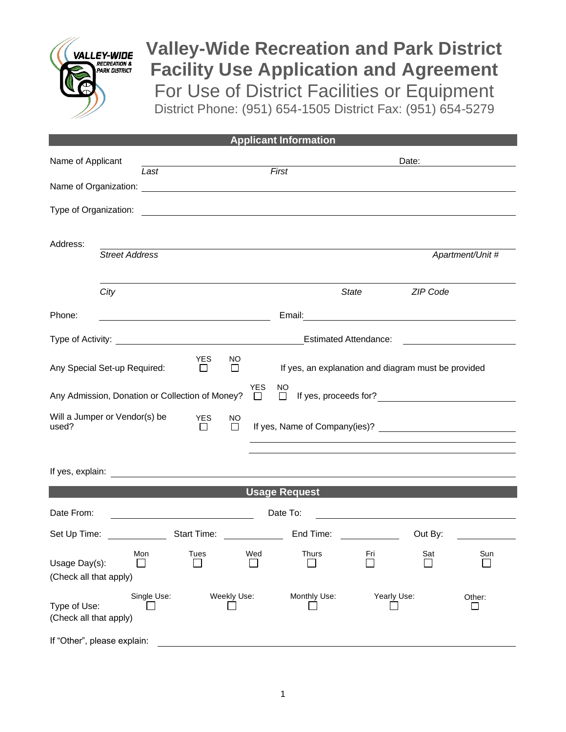# Valley-Wide Recreation and Park District
# Facility Use Application and Agreement

## For Use of District Facilities or Equipment

District Phone: (951) 654-1505 District Fax: (951) 654-5279

## Applicant Information

Name of Applicant ______________________ ______________________ Date: ____________
*Last* *First*

Name of Organization: ____________________________________________

Type of Organization: ____________________________________________

Address: ____________________________________________
*Street Address* *Apartment/Unit #*

____________________________________________
*City* *State* *ZIP Code*

Phone: ______________________ Email: ______________________

Type of Activity: ______________________ Estimated Attendance: ____________

Any Special Set-up Required: YES ☐ NO ☐ If yes, an explanation and diagram must be provided

Any Admission, Donation or Collection of Money? YES ☐ NO ☐ If yes, proceeds for? ____________

Will a Jumper or Vendor(s) be used? YES ☐ NO ☐ If yes, Name of Company(ies)? ____________

If yes, explain: ____________________________________________

## Usage Request

Date From: ______________ Date To: ______________

Set Up Time: ________ Start Time: ________ End Time: ________ Out By: ________

Usage Day(s): (Check all that apply)

Mon ☐ Tues ☐ Wed ☐ Thurs ☐ Fri ☐ Sat ☐ Sun ☐

Type of Use: (Check all that apply)

Single Use: ☐ Weekly Use: ☐ Monthly Use: ☐ Yearly Use: ☐ Other: ☐

If “Other”, please explain: ____________________________________________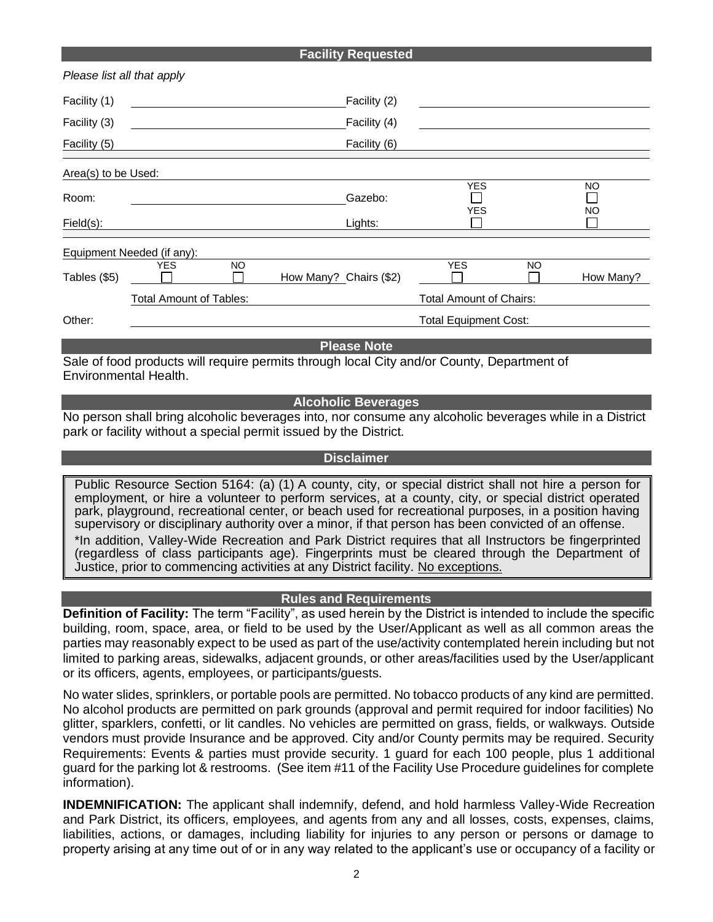## Facility Requested

*Please list all that apply*

| | | | |
|---|---|---|---|
| Facility (1) | | Facility (2) | |
| Facility (3) | | Facility (4) | |
| Facility (5) | | Facility (6) | |

Area(s) to be Used:

| | | | YES | NO |
|---|---|---|---|---|
| Room: | | Gazebo: | ☐ | ☐ |
| Field(s): | | Lights: | ☐ | ☐ |

Equipment Needed (if any):

| | YES | NO | | | YES | NO | |
|---|---|---|---|---|---|---|---|
| Tables ($5) | ☐ | ☐ | How Many? | Chairs ($2) | ☐ | ☐ | How Many? |
| | Total Amount of Tables: | | | | Total Amount of Chairs: | | |
| Other: | | | | | Total Equipment Cost: | | |

## Please Note

Sale of food products will require permits through local City and/or County, Department of Environmental Health.

## Alcoholic Beverages

No person shall bring alcoholic beverages into, nor consume any alcoholic beverages while in a District park or facility without a special permit issued by the District.

## Disclaimer

Public Resource Section 5164: (a) (1) A county, city, or special district shall not hire a person for employment, or hire a volunteer to perform services, at a county, city, or special district operated park, playground, recreational center, or beach used for recreational purposes, in a position having supervisory or disciplinary authority over a minor, if that person has been convicted of an offense.

*In addition, Valley-Wide Recreation and Park District requires that all Instructors be fingerprinted (regardless of class participants age). Fingerprints must be cleared through the Department of Justice, prior to commencing activities at any District facility. No exceptions.

## Rules and Requirements

**Definition of Facility:** The term "Facility", as used herein by the District is intended to include the specific building, room, space, area, or field to be used by the User/Applicant as well as all common areas the parties may reasonably expect to be used as part of the use/activity contemplated herein including but not limited to parking areas, sidewalks, adjacent grounds, or other areas/facilities used by the User/applicant or its officers, agents, employees, or participants/guests.

No water slides, sprinklers, or portable pools are permitted. No tobacco products of any kind are permitted. No alcohol products are permitted on park grounds (approval and permit required for indoor facilities) No glitter, sparklers, confetti, or lit candles. No vehicles are permitted on grass, fields, or walkways. Outside vendors must provide Insurance and be approved. City and/or County permits may be required. Security Requirements: Events & parties must provide security. 1 guard for each 100 people, plus 1 additional guard for the parking lot & restrooms. (See item #11 of the Facility Use Procedure guidelines for complete information).

**INDEMNIFICATION:** The applicant shall indemnify, defend, and hold harmless Valley-Wide Recreation and Park District, its officers, employees, and agents from any and all losses, costs, expenses, claims, liabilities, actions, or damages, including liability for injuries to any person or persons or damage to property arising at any time out of or in any way related to the applicant's use or occupancy of a facility or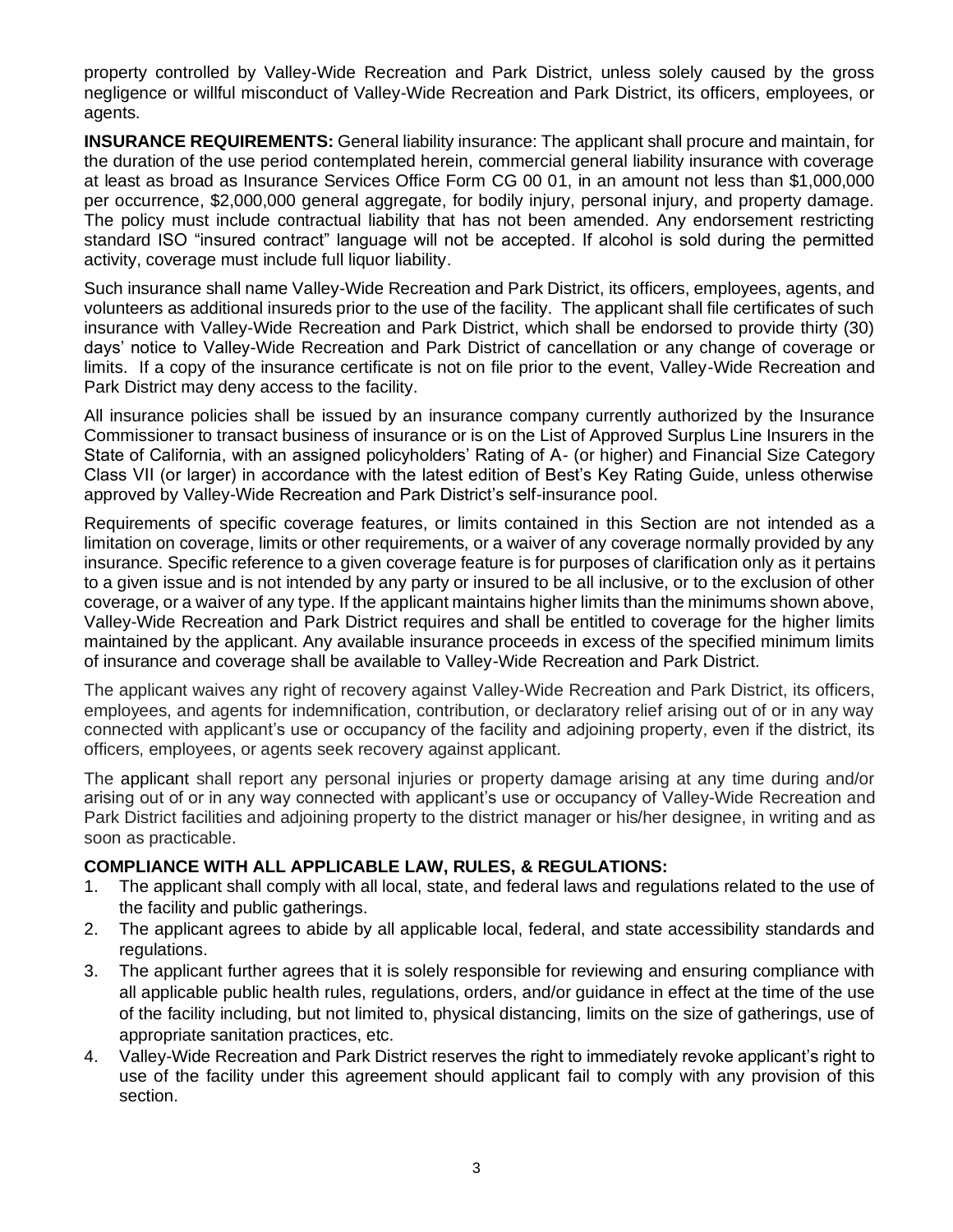property controlled by Valley-Wide Recreation and Park District, unless solely caused by the gross negligence or willful misconduct of Valley-Wide Recreation and Park District, its officers, employees, or agents.

**INSURANCE REQUIREMENTS:** General liability insurance: The applicant shall procure and maintain, for the duration of the use period contemplated herein, commercial general liability insurance with coverage at least as broad as Insurance Services Office Form CG 00 01, in an amount not less than $1,000,000 per occurrence, $2,000,000 general aggregate, for bodily injury, personal injury, and property damage. The policy must include contractual liability that has not been amended. Any endorsement restricting standard ISO "insured contract" language will not be accepted. If alcohol is sold during the permitted activity, coverage must include full liquor liability.

Such insurance shall name Valley-Wide Recreation and Park District, its officers, employees, agents, and volunteers as additional insureds prior to the use of the facility. The applicant shall file certificates of such insurance with Valley-Wide Recreation and Park District, which shall be endorsed to provide thirty (30) days' notice to Valley-Wide Recreation and Park District of cancellation or any change of coverage or limits. If a copy of the insurance certificate is not on file prior to the event, Valley-Wide Recreation and Park District may deny access to the facility.

All insurance policies shall be issued by an insurance company currently authorized by the Insurance Commissioner to transact business of insurance or is on the List of Approved Surplus Line Insurers in the State of California, with an assigned policyholders' Rating of A- (or higher) and Financial Size Category Class VII (or larger) in accordance with the latest edition of Best's Key Rating Guide, unless otherwise approved by Valley-Wide Recreation and Park District's self-insurance pool.

Requirements of specific coverage features, or limits contained in this Section are not intended as a limitation on coverage, limits or other requirements, or a waiver of any coverage normally provided by any insurance. Specific reference to a given coverage feature is for purposes of clarification only as it pertains to a given issue and is not intended by any party or insured to be all inclusive, or to the exclusion of other coverage, or a waiver of any type. If the applicant maintains higher limits than the minimums shown above, Valley-Wide Recreation and Park District requires and shall be entitled to coverage for the higher limits maintained by the applicant. Any available insurance proceeds in excess of the specified minimum limits of insurance and coverage shall be available to Valley-Wide Recreation and Park District.

The applicant waives any right of recovery against Valley-Wide Recreation and Park District, its officers, employees, and agents for indemnification, contribution, or declaratory relief arising out of or in any way connected with applicant's use or occupancy of the facility and adjoining property, even if the district, its officers, employees, or agents seek recovery against applicant.

The applicant shall report any personal injuries or property damage arising at any time during and/or arising out of or in any way connected with applicant's use or occupancy of Valley-Wide Recreation and Park District facilities and adjoining property to the district manager or his/her designee, in writing and as soon as practicable.

**COMPLIANCE WITH ALL APPLICABLE LAW, RULES, & REGULATIONS:**

1. The applicant shall comply with all local, state, and federal laws and regulations related to the use of the facility and public gatherings.
2. The applicant agrees to abide by all applicable local, federal, and state accessibility standards and regulations.
3. The applicant further agrees that it is solely responsible for reviewing and ensuring compliance with all applicable public health rules, regulations, orders, and/or guidance in effect at the time of the use of the facility including, but not limited to, physical distancing, limits on the size of gatherings, use of appropriate sanitation practices, etc.
4. Valley-Wide Recreation and Park District reserves the right to immediately revoke applicant's right to use of the facility under this agreement should applicant fail to comply with any provision of this section.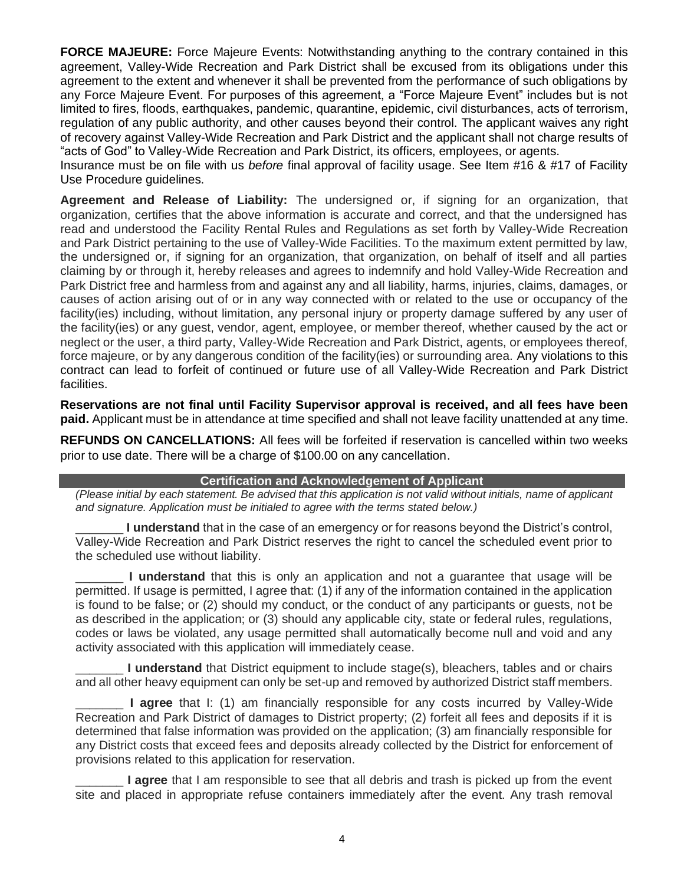**FORCE MAJEURE:** Force Majeure Events: Notwithstanding anything to the contrary contained in this agreement, Valley-Wide Recreation and Park District shall be excused from its obligations under this agreement to the extent and whenever it shall be prevented from the performance of such obligations by any Force Majeure Event. For purposes of this agreement, a "Force Majeure Event" includes but is not limited to fires, floods, earthquakes, pandemic, quarantine, epidemic, civil disturbances, acts of terrorism, regulation of any public authority, and other causes beyond their control. The applicant waives any right of recovery against Valley-Wide Recreation and Park District and the applicant shall not charge results of "acts of God" to Valley-Wide Recreation and Park District, its officers, employees, or agents.
Insurance must be on file with us *before* final approval of facility usage. See Item #16 & #17 of Facility Use Procedure guidelines.

**Agreement and Release of Liability:** The undersigned or, if signing for an organization, that organization, certifies that the above information is accurate and correct, and that the undersigned has read and understood the Facility Rental Rules and Regulations as set forth by Valley-Wide Recreation and Park District pertaining to the use of Valley-Wide Facilities. To the maximum extent permitted by law, the undersigned or, if signing for an organization, that organization, on behalf of itself and all parties claiming by or through it, hereby releases and agrees to indemnify and hold Valley-Wide Recreation and Park District free and harmless from and against any and all liability, harms, injuries, claims, damages, or causes of action arising out of or in any way connected with or related to the use or occupancy of the facility(ies) including, without limitation, any personal injury or property damage suffered by any user of the facility(ies) or any guest, vendor, agent, employee, or member thereof, whether caused by the act or neglect or the user, a third party, Valley-Wide Recreation and Park District, agents, or employees thereof, force majeure, or by any dangerous condition of the facility(ies) or surrounding area. Any violations to this contract can lead to forfeit of continued or future use of all Valley-Wide Recreation and Park District facilities.

**Reservations are not final until Facility Supervisor approval is received, and all fees have been paid.** Applicant must be in attendance at time specified and shall not leave facility unattended at any time.

**REFUNDS ON CANCELLATIONS:** All fees will be forfeited if reservation is cancelled within two weeks prior to use date. There will be a charge of $100.00 on any cancellation.

## Certification and Acknowledgement of Applicant

*(Please initial by each statement. Be advised that this application is not valid without initials, name of applicant and signature. Application must be initialed to agree with the terms stated below.)*

_______ **I understand** that in the case of an emergency or for reasons beyond the District's control, Valley-Wide Recreation and Park District reserves the right to cancel the scheduled event prior to the scheduled use without liability.

_______ **I understand** that this is only an application and not a guarantee that usage will be permitted. If usage is permitted, I agree that: (1) if any of the information contained in the application is found to be false; or (2) should my conduct, or the conduct of any participants or guests, not be as described in the application; or (3) should any applicable city, state or federal rules, regulations, codes or laws be violated, any usage permitted shall automatically become null and void and any activity associated with this application will immediately cease.

_______ **I understand** that District equipment to include stage(s), bleachers, tables and or chairs and all other heavy equipment can only be set-up and removed by authorized District staff members.

_______ **I agree** that I: (1) am financially responsible for any costs incurred by Valley-Wide Recreation and Park District of damages to District property; (2) forfeit all fees and deposits if it is determined that false information was provided on the application; (3) am financially responsible for any District costs that exceed fees and deposits already collected by the District for enforcement of provisions related to this application for reservation.

_______ **I agree** that I am responsible to see that all debris and trash is picked up from the event site and placed in appropriate refuse containers immediately after the event. Any trash removal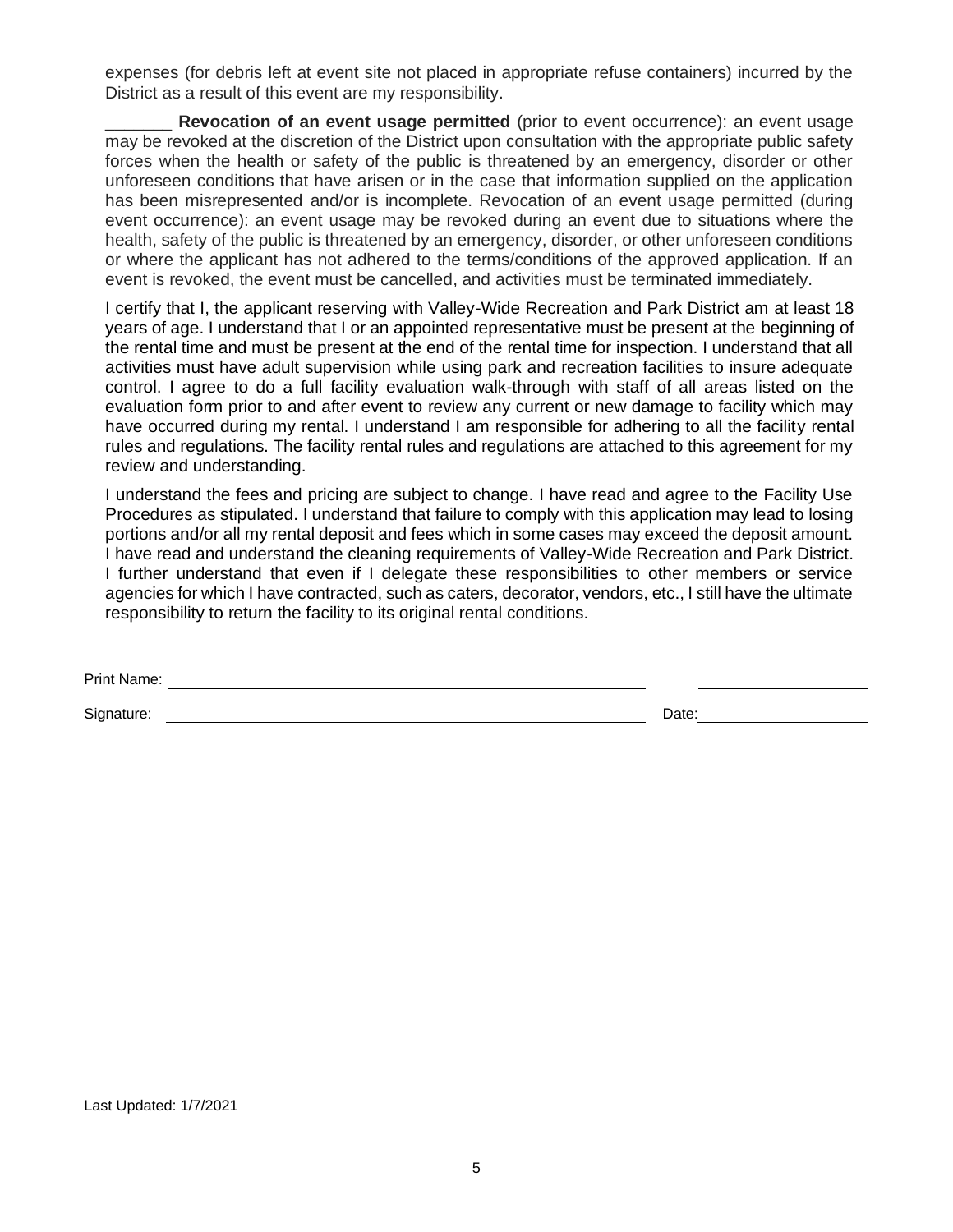expenses (for debris left at event site not placed in appropriate refuse containers) incurred by the District as a result of this event are my responsibility.

_______ **Revocation of an event usage permitted** (prior to event occurrence): an event usage may be revoked at the discretion of the District upon consultation with the appropriate public safety forces when the health or safety of the public is threatened by an emergency, disorder or other unforeseen conditions that have arisen or in the case that information supplied on the application has been misrepresented and/or is incomplete. Revocation of an event usage permitted (during event occurrence): an event usage may be revoked during an event due to situations where the health, safety of the public is threatened by an emergency, disorder, or other unforeseen conditions or where the applicant has not adhered to the terms/conditions of the approved application. If an event is revoked, the event must be cancelled, and activities must be terminated immediately.

I certify that I, the applicant reserving with Valley-Wide Recreation and Park District am at least 18 years of age. I understand that I or an appointed representative must be present at the beginning of the rental time and must be present at the end of the rental time for inspection. I understand that all activities must have adult supervision while using park and recreation facilities to insure adequate control. I agree to do a full facility evaluation walk-through with staff of all areas listed on the evaluation form prior to and after event to review any current or new damage to facility which may have occurred during my rental. I understand I am responsible for adhering to all the facility rental rules and regulations. The facility rental rules and regulations are attached to this agreement for my review and understanding.

I understand the fees and pricing are subject to change. I have read and agree to the Facility Use Procedures as stipulated. I understand that failure to comply with this application may lead to losing portions and/or all my rental deposit and fees which in some cases may exceed the deposit amount. I have read and understand the cleaning requirements of Valley-Wide Recreation and Park District. I further understand that even if I delegate these responsibilities to other members or service agencies for which I have contracted, such as caters, decorator, vendors, etc., I still have the ultimate responsibility to return the facility to its original rental conditions.

Print Name: ______________________________________________ ____________________

Signature: ______________________________________________ Date: ____________________

Last Updated: 1/7/2021